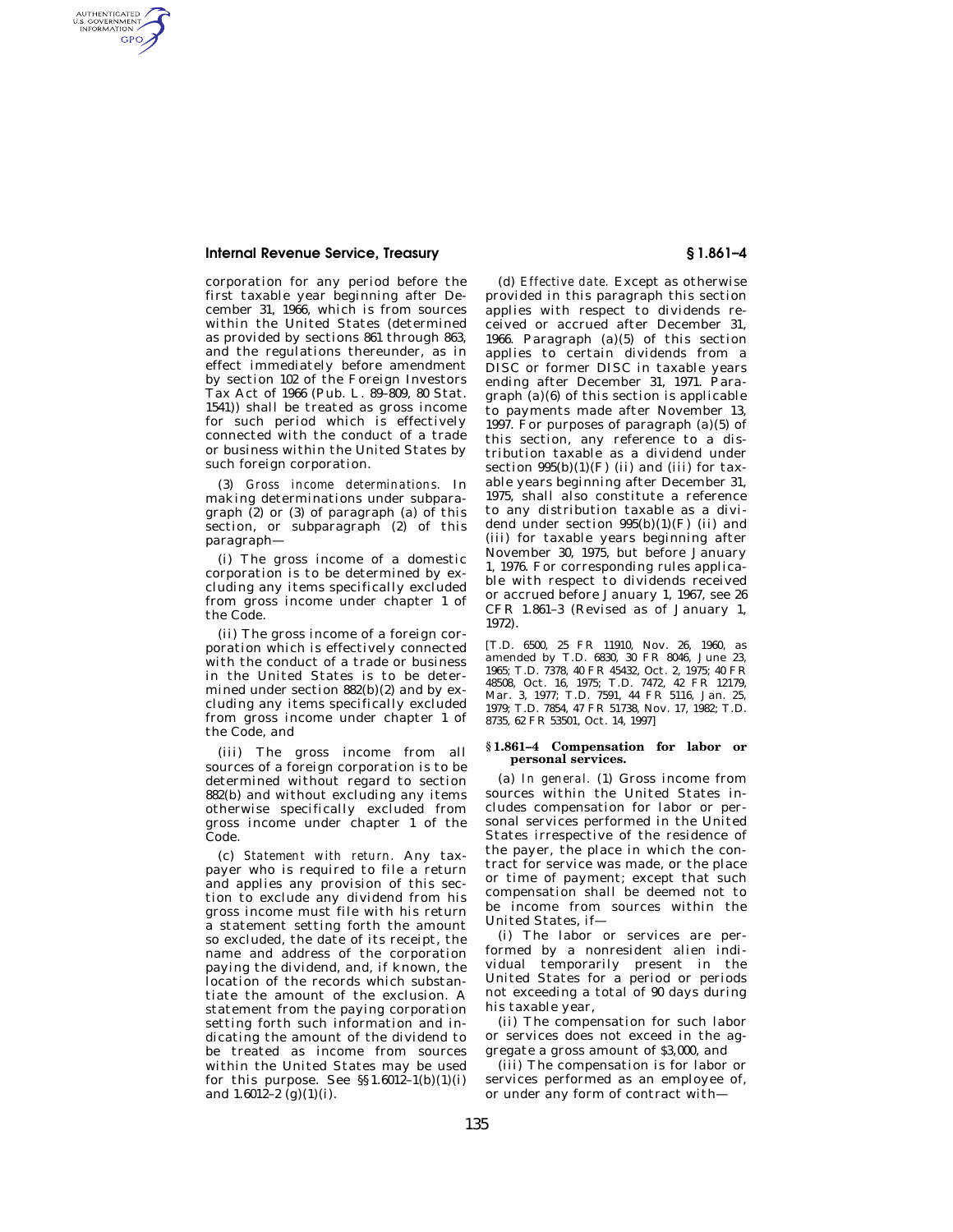corporation for any period before the first taxable year beginning after December 31, 1966, which is from sources within the United States (determined as provided by sections 861 through 863, and the regulations thereunder, as in effect immediately before amendment by section 102 of the Foreign Investors Tax Act of 1966 (Pub. L. 89–809, 80 Stat. 1541)) shall be treated as gross income for such period which is effectively connected with the conduct of a trade or business within the United States by such foreign corporation.

(3) *Gross income determinations.* In making determinations under subparagraph (2) or (3) of paragraph (a) of this section, or subparagraph (2) of this paragraph—

(i) The gross income of a domestic corporation is to be determined by excluding any items specifically excluded from gross income under chapter 1 of the Code.

(ii) The gross income of a foreign corporation which is effectively connected with the conduct of a trade or business in the United States is to be determined under section 882(b)(2) and by excluding any items specifically excluded from gross income under chapter 1 of the Code, and

(iii) The gross income from all sources of a foreign corporation is to be determined without regard to section 882(b) and without excluding any items otherwise specifically excluded from gross income under chapter 1 of the Code.

(c) *Statement with return.* Any taxpayer who is required to file a return and applies any provision of this section to exclude any dividend from his gross income must file with his return a statement setting forth the amount so excluded, the date of its receipt, the name and address of the corporation paying the dividend, and, if known, the location of the records which substantiate the amount of the exclusion. A statement from the paying corporation setting forth such information and indicating the amount of the dividend to be treated as income from sources within the United States may be used for this purpose. See §§1.6012–1(b)(1)(i) and 1.6012–2 (g)(1)(i).

(d) *Effective date.* Except as otherwise provided in this paragraph this section applies with respect to dividends received or accrued after December 31, 1966. Paragraph (a)(5) of this section applies to certain dividends from a DISC or former DISC in taxable years ending after December 31, 1971. Paragraph (a)(6) of this section is applicable to payments made after November 13, 1997. For purposes of paragraph (a)(5) of this section, any reference to a distribution taxable as a dividend under section 995(b)(1)(F) (ii) and (iii) for taxable years beginning after December 31, 1975, shall also constitute a reference to any distribution taxable as a dividend under section 995(b)(1)(F) (ii) and (iii) for taxable years beginning after November 30, 1975, but before January 1, 1976. For corresponding rules applicable with respect to dividends received or accrued before January 1, 1967, see 26 CFR 1.861–3 (Revised as of January 1, 1972).

[T.D. 6500, 25 FR 11910, Nov. 26, 1960, as amended by T.D. 6830, 30 FR 8046, June 23, 1965; T.D. 7378, 40 FR 45432, Oct. 2, 1975; 40 FR 48508, Oct. 16, 1975; T.D. 7472, 42 FR 12179, Mar. 3, 1977; T.D. 7591, 44 FR 5116, Jan. 25, 1979; T.D. 7854, 47 FR 51738, Nov. 17, 1982; T.D. 8735, 62 FR 53501, Oct. 14, 1997]

### §1.861–4 Compensation for labor or personal services.

(a) *In general.* (1) Gross income from sources within the United States includes compensation for labor or personal services performed in the United States irrespective of the residence of the payer, the place in which the contract for service was made, or the place or time of payment; except that such compensation shall be deemed not to be income from sources within the United States, if—

(i) The labor or services are performed by a nonresident alien individual temporarily present in the United States for a period or periods not exceeding a total of 90 days during his taxable year,

(ii) The compensation for such labor or services does not exceed in the aggregate a gross amount of $3,000, and

(iii) The compensation is for labor or services performed as an employee of, or under any form of contract with—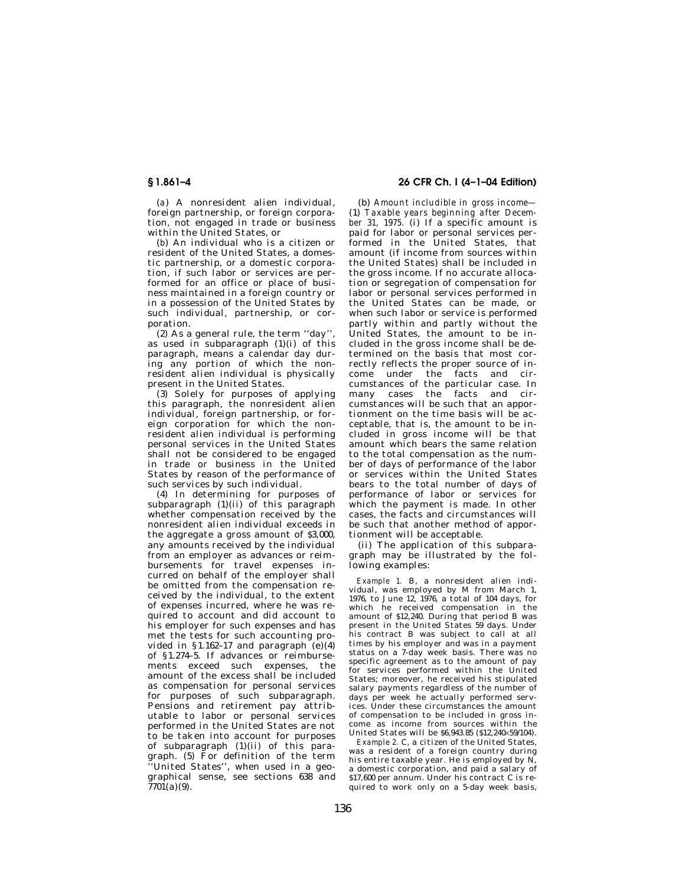(*a*) A nonresident alien individual, foreign partnership, or foreign corporation, not engaged in trade or business within the United States, or

(*b*) An individual who is a citizen or resident of the United States, a domestic partnership, or a domestic corporation, if such labor or services are performed for an office or place of business maintained in a foreign country or in a possession of the United States by such individual, partnership, or corporation.

(2) As a general rule, the term ''day'', as used in subparagraph (1)(i) of this paragraph, means a calendar day during any portion of which the nonresident alien individual is physically present in the United States.

(3) Solely for purposes of applying this paragraph, the nonresident alien individual, foreign partnership, or foreign corporation for which the nonresident alien individual is performing personal services in the United States shall not be considered to be engaged in trade or business in the United States by reason of the performance of such services by such individual.

(4) In determining for purposes of subparagraph (1)(ii) of this paragraph whether compensation received by the nonresident alien individual exceeds in the aggregate a gross amount of $3,000, any amounts received by the individual from an employer as advances or reimbursements for travel expenses incurred on behalf of the employer shall be omitted from the compensation received by the individual, to the extent of expenses incurred, where he was required to account and did account to his employer for such expenses and has met the tests for such accounting provided in §1.162–17 and paragraph (e)(4) of §1.274–5. If advances or reimbursements exceed such expenses, the amount of the excess shall be included as compensation for personal services for purposes of such subparagraph. Pensions and retirement pay attributable to labor or personal services performed in the United States are not to be taken into account for purposes of subparagraph (1)(ii) of this paragraph. (5) For definition of the term ''United States'', when used in a geographical sense, see sections 638 and 7701(a)(9).

(b) *Amount includible in gross income*—(1) *Taxable years beginning after December 31, 1975.* (i) If a specific amount is paid for labor or personal services performed in the United States, that amount (if income from sources within the United States) shall be included in the gross income. If no accurate allocation or segregation of compensation for labor or personal services performed in the United States can be made, or when such labor or service is performed partly within and partly without the United States, the amount to be included in the gross income shall be determined on the basis that most correctly reflects the proper source of income under the facts and circumstances of the particular case. In many cases the facts and circumstances will be such that an apportionment on the time basis will be acceptable, that is, the amount to be included in gross income will be that amount which bears the same relation to the total compensation as the number of days of performance of the labor or services within the United States bears to the total number of days of performance of labor or services for which the payment is made. In other cases, the facts and circumstances will be such that another method of apportionment will be acceptable.

(ii) The application of this subparagraph may be illustrated by the following examples:

*Example 1.* B, a nonresident alien individual, was employed by M from March 1, 1976, to June 12, 1976, a total of 104 days, for which he received compensation in the amount of $12,240. During that period B was present in the United States 59 days. Under his contract B was subject to call at all times by his employer and was in a payment status on a 7-day week basis. There was no specific agreement as to the amount of pay for services performed within the United States; moreover, he received his stipulated salary payments regardless of the number of days per week he actually performed services. Under these circumstances the amount of compensation to be included in gross income as income from sources within the United States will be $6,943.85 ($12,240×59/104).

*Example 2.* C, a citizen of the United States, was a resident of a foreign country during his entire taxable year. He is employed by N, a domestic corporation, and paid a salary of $17,600 per annum. Under his contract C is required to work only on a 5-day week basis,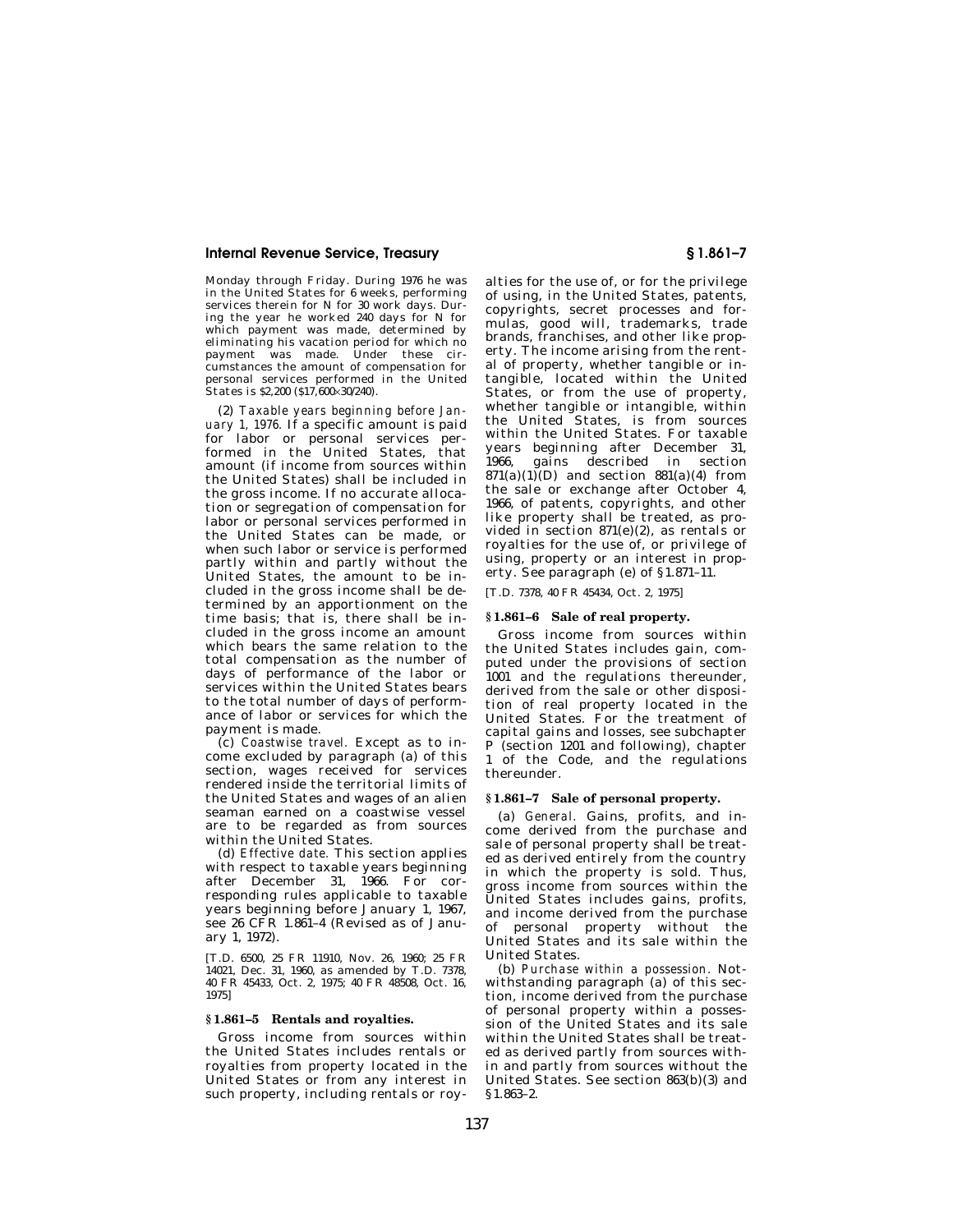Monday through Friday. During 1976 he was in the United States for 6 weeks, performing services therein for N for 30 work days. During the year he worked 240 days for N for which payment was made, determined by eliminating his vacation period for which no payment was made. Under these circumstances the amount of compensation for personal services performed in the United States is $2,200 ($17,600×30/240).

(2) *Taxable years beginning before January 1, 1976.* If a specific amount is paid for labor or personal services performed in the United States, that amount (if income from sources within the United States) shall be included in the gross income. If no accurate allocation or segregation of compensation for labor or personal services performed in the United States can be made, or when such labor or service is performed partly within and partly without the United States, the amount to be included in the gross income shall be determined by an apportionment on the time basis; that is, there shall be included in the gross income an amount which bears the same relation to the total compensation as the number of days of performance of the labor or services within the United States bears to the total number of days of performance of labor or services for which the payment is made.

(c) *Coastwise travel.* Except as to income excluded by paragraph (a) of this section, wages received for services rendered inside the territorial limits of the United States and wages of an alien seaman earned on a coastwise vessel are to be regarded as from sources within the United States.

(d) *Effective date.* This section applies with respect to taxable years beginning after December 31, 1966. For corresponding rules applicable to taxable years beginning before January 1, 1967, see 26 CFR 1.861–4 (Revised as of January 1, 1972).

[T.D. 6500, 25 FR 11910, Nov. 26, 1960; 25 FR 14021, Dec. 31, 1960, as amended by T.D. 7378, 40 FR 45433, Oct. 2, 1975; 40 FR 48508, Oct. 16, 1975]

## § 1.861–5 Rentals and royalties.

Gross income from sources within the United States includes rentals or royalties from property located in the United States or from any interest in such property, including rentals or royalties for the use of, or for the privilege of using, in the United States, patents, copyrights, secret processes and formulas, good will, trademarks, trade brands, franchises, and other like property. The income arising from the rental of property, whether tangible or intangible, located within the United States, or from the use of property, whether tangible or intangible, within the United States, is from sources within the United States. For taxable years beginning after December 31, 1966, gains described in section 871(a)(1)(D) and section 881(a)(4) from the sale or exchange after October 4, 1966, of patents, copyrights, and other like property shall be treated, as provided in section 871(e)(2), as rentals or royalties for the use of, or privilege of using, property or an interest in property. See paragraph (e) of § 1.871–11.

[T.D. 7378, 40 FR 45434, Oct. 2, 1975]

## § 1.861–6 Sale of real property.

Gross income from sources within the United States includes gain, computed under the provisions of section 1001 and the regulations thereunder, derived from the sale or other disposition of real property located in the United States. For the treatment of capital gains and losses, see subchapter P (section 1201 and following), chapter 1 of the Code, and the regulations thereunder.

## § 1.861–7 Sale of personal property.

(a) *General.* Gains, profits, and income derived from the purchase and sale of personal property shall be treated as derived entirely from the country in which the property is sold. Thus, gross income from sources within the United States includes gains, profits, and income derived from the purchase of personal property without the United States and its sale within the United States.

(b) *Purchase within a possession.* Notwithstanding paragraph (a) of this section, income derived from the purchase of personal property within a possession of the United States and its sale within the United States shall be treated as derived partly from sources within and partly from sources without the United States. See section 863(b)(3) and § 1.863–2.